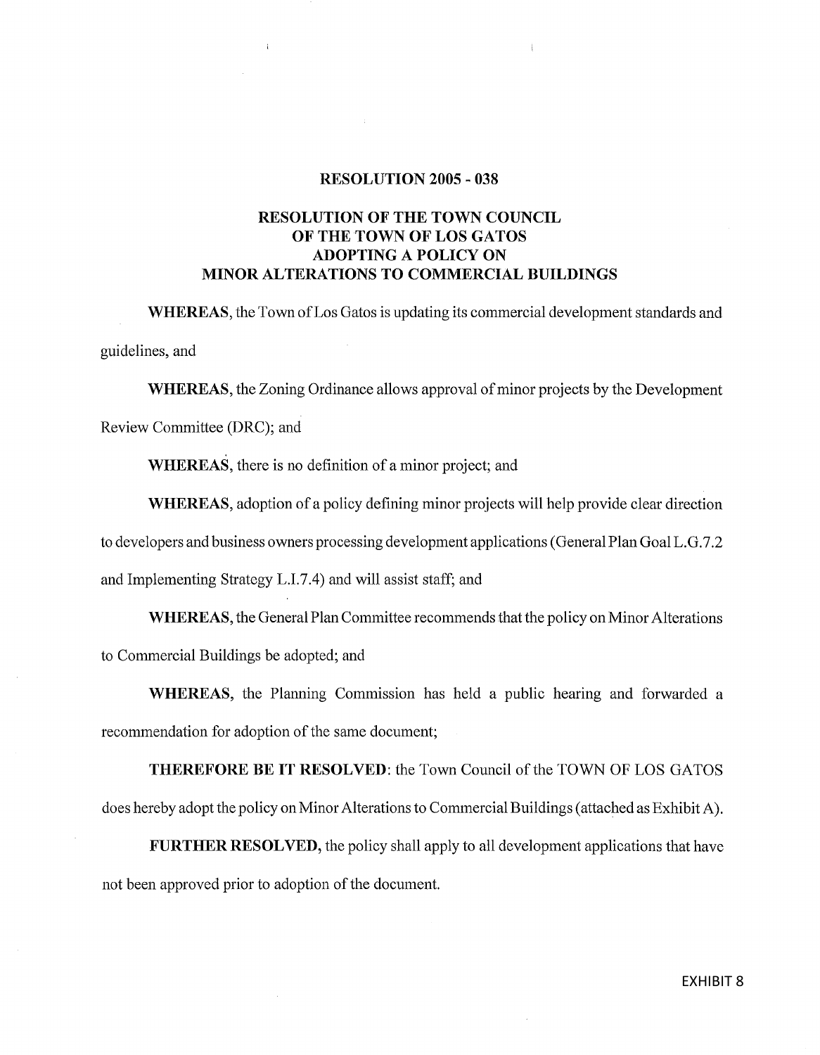# RESOLUTION 2005 - 038

## RESOLUTION OF THE TOWN COUNCIL OF THE TOWN OF LOS GATOS ADOPTING A POLICY ON MINOR ALTERATIONS TO COMMERCIAL BUILDINGS

**WHEREAS**, the Town of Los Gatos is updating its commercial development standards and guidelines, and

**WHEREAS**, the Zoning Ordinance allows approval of minor projects by the Development Review Committee (DRC); and

**WHEREAS**, there is no definition of a minor project; and

**WHEREAS**, adoption of a policy defining minor projects will help provide clear direction to developers and business owners processing development applications (General Plan Goal L.G.7.2 and Implementing Strategy L.I.7.4) and will assist staff; and

**WHEREAS**, the General Plan Committee recommends that the policy on Minor Alterations to Commercial Buildings be adopted; and

**WHEREAS**, the Planning Commission has held a public hearing and forwarded a recommendation for adoption of the same document;

**THEREFORE BE IT RESOLVED**: the Town Council of the TOWN OF LOS GATOS does hereby adopt the policy on Minor Alterations to Commercial Buildings (attached as Exhibit A).

**FURTHER RESOLVED,** the policy shall apply to all development applications that have not been approved prior to adoption of the document.

EXHIBIT 8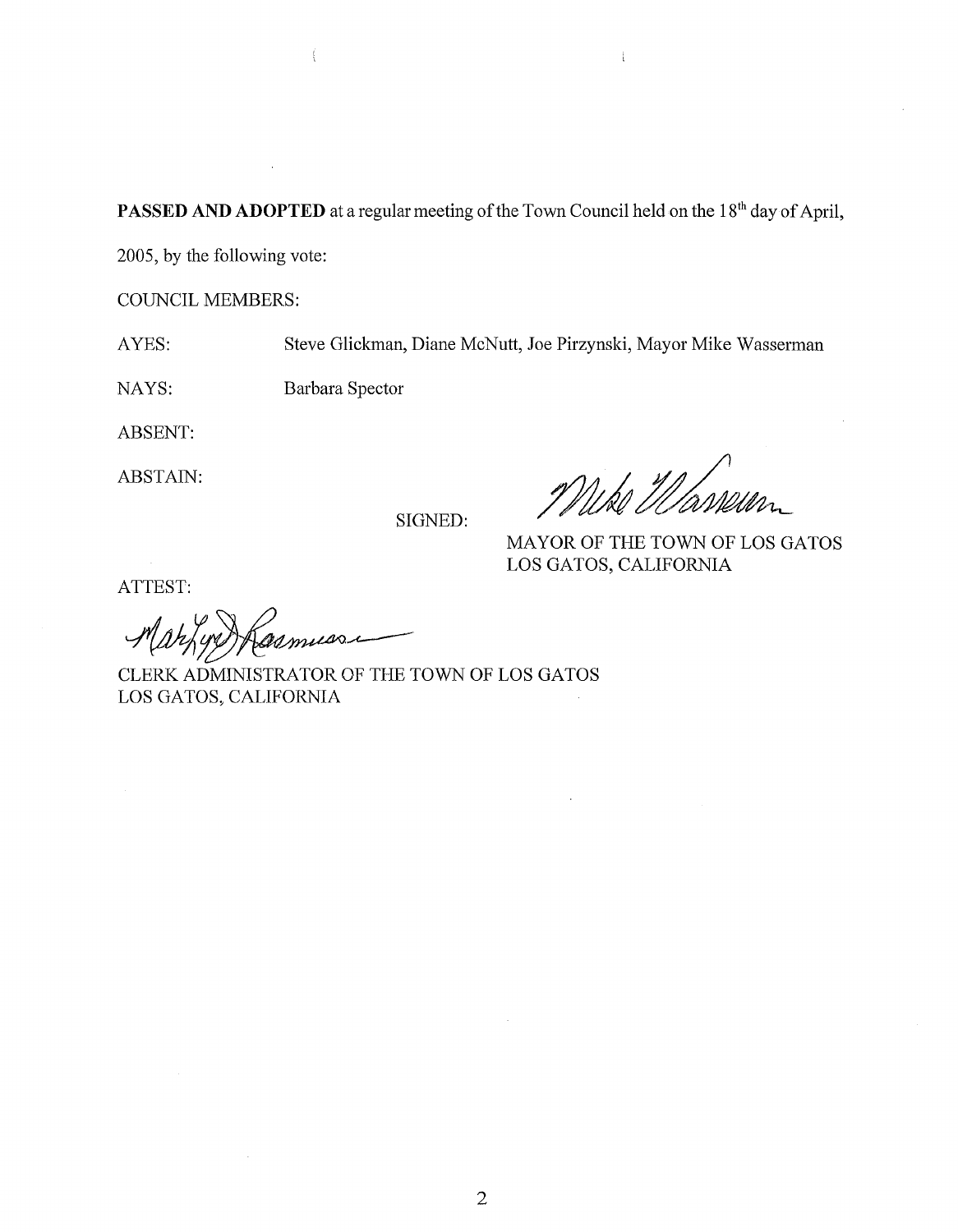**PASSED AND ADOPTED** at a regular meeting of the Town Council held on the 18th day of April, 2005, by the following vote:

COUNCIL MEMBERS:

AYES: Steve Glickman, Diane McNutt, Joe Pirzynski, Mayor Mike Wasserman

NAYS: Barbara Spector

ABSENT:

ABSTAIN:

SIGNED: Mike Wasserman

MAYOR OF THE TOWN OF LOS GATOS
LOS GATOS, CALIFORNIA

ATTEST:

MarLyn Rasmussen

CLERK ADMINISTRATOR OF THE TOWN OF LOS GATOS
LOS GATOS, CALIFORNIA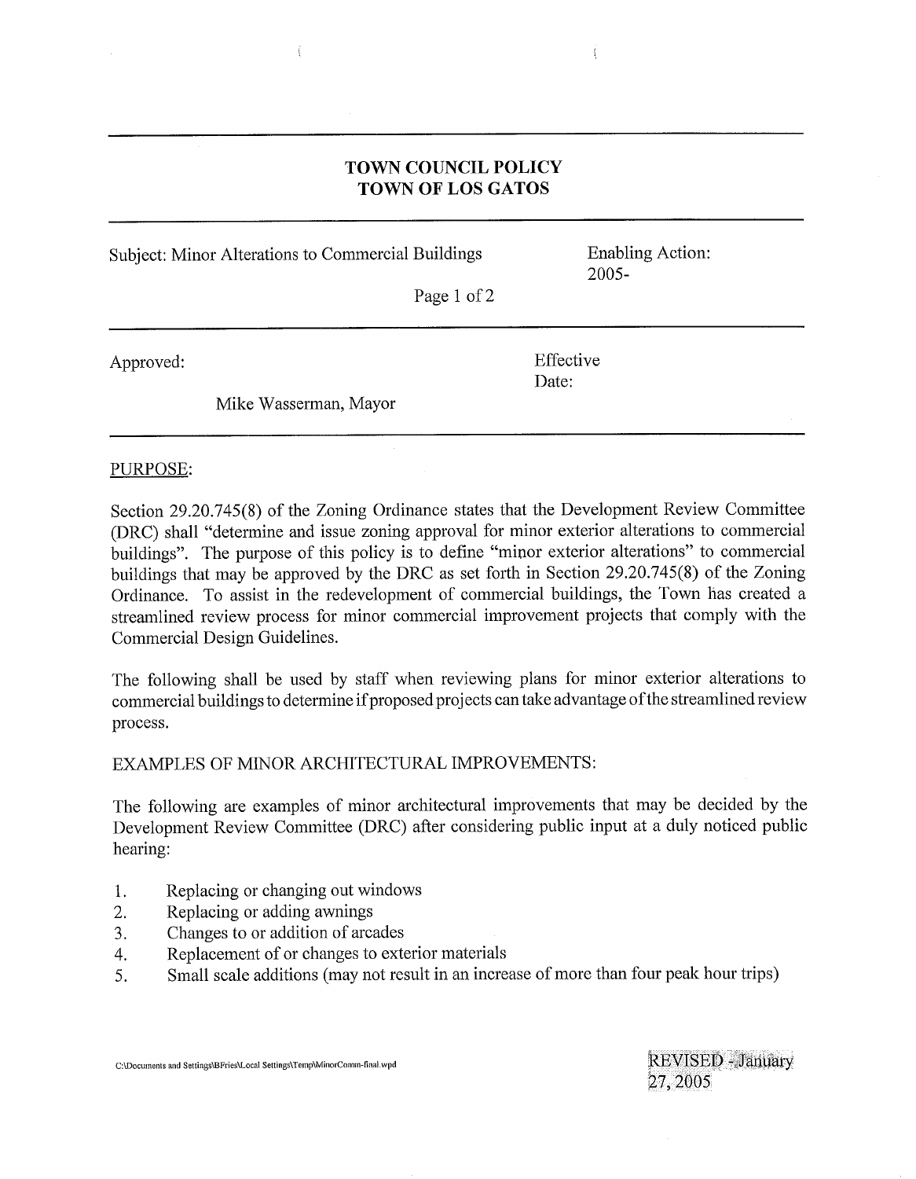# TOWN COUNCIL POLICY
# TOWN OF LOS GATOS

| | |
|---|---|
| Subject: Minor Alterations to Commercial Buildings | Enabling Action: 2005- |
| Approved: Mike Wasserman, Mayor | Effective Date: |

## PURPOSE:

Section 29.20.745(8) of the Zoning Ordinance states that the Development Review Committee (DRC) shall "determine and issue zoning approval for minor exterior alterations to commercial buildings". The purpose of this policy is to define "minor exterior alterations" to commercial buildings that may be approved by the DRC as set forth in Section 29.20.745(8) of the Zoning Ordinance. To assist in the redevelopment of commercial buildings, the Town has created a streamlined review process for minor commercial improvement projects that comply with the Commercial Design Guidelines.

The following shall be used by staff when reviewing plans for minor exterior alterations to commercial buildings to determine if proposed projects can take advantage of the streamlined review process.

## EXAMPLES OF MINOR ARCHITECTURAL IMPROVEMENTS:

The following are examples of minor architectural improvements that may be decided by the Development Review Committee (DRC) after considering public input at a duly noticed public hearing:

1. Replacing or changing out windows
2. Replacing or adding awnings
3. Changes to or addition of arcades
4. Replacement of or changes to exterior materials
5. Small scale additions (may not result in an increase of more than four peak hour trips)

C:\Documents and Settings\BFries\Local Settings\Temp\MinorComm-final.wpd

REVISED - January 27, 2005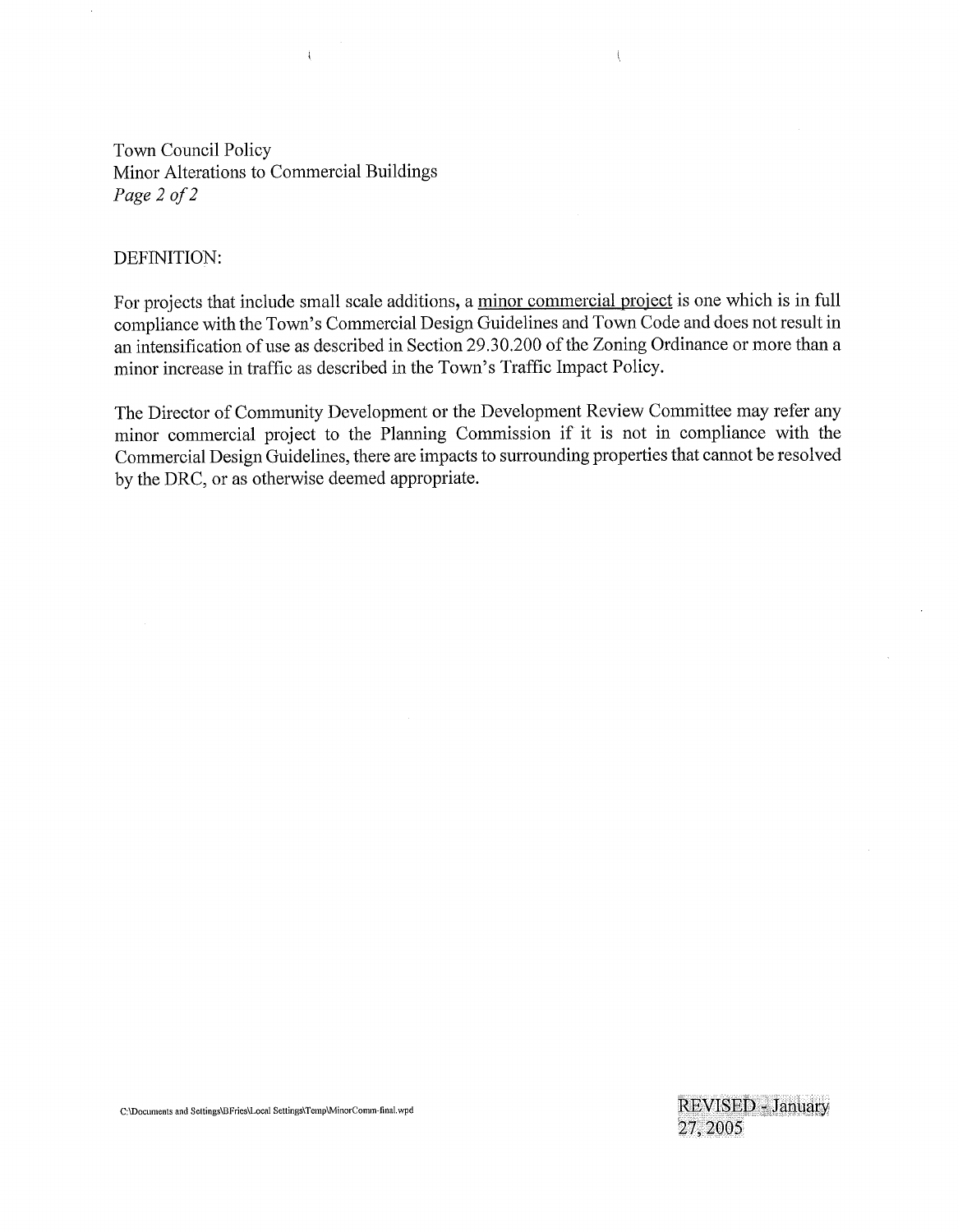Town Council Policy
Minor Alterations to Commercial Buildings
*Page 2 of 2*

DEFINITION:

For projects that include small scale additions, a minor commercial project is one which is in full compliance with the Town's Commercial Design Guidelines and Town Code and does not result in an intensification of use as described in Section 29.30.200 of the Zoning Ordinance or more than a minor increase in traffic as described in the Town's Traffic Impact Policy.

The Director of Community Development or the Development Review Committee may refer any minor commercial project to the Planning Commission if it is not in compliance with the Commercial Design Guidelines, there are impacts to surrounding properties that cannot be resolved by the DRC, or as otherwise deemed appropriate.

C:\Documents and Settings\BFries\Local Settings\Temp\MinorComm-final.wpd

REVISED - January 27, 2005